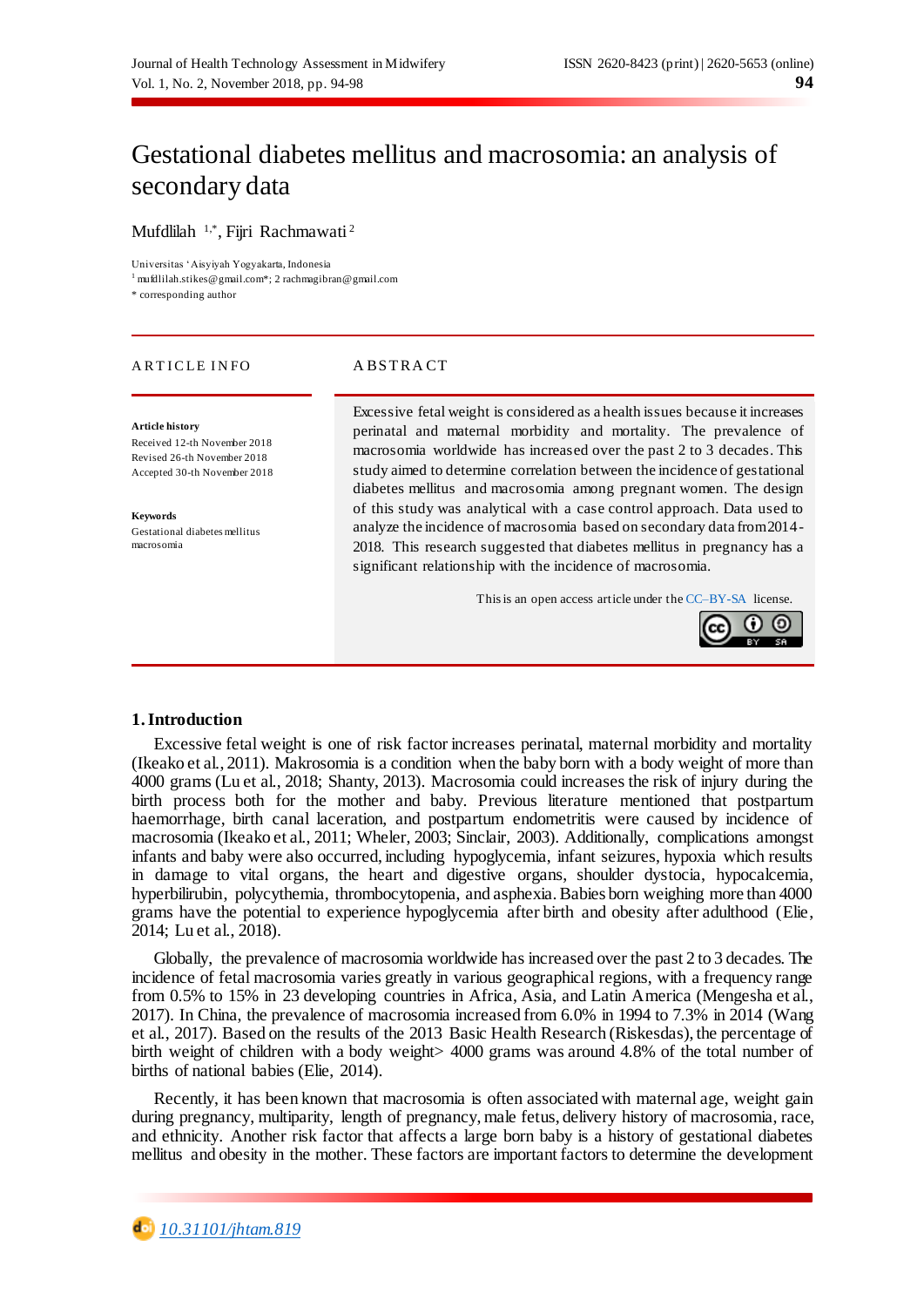# Gestational diabetes mellitus and macrosomia: an analysis of secondary data

Mufdlilah [1,*], Fijri Rachmawati [2]

Universitas 'Aisyiyah Yogyakarta, Indonesia
[1] mufdlilah.stikes@gmail.com*; 2 rachmagibran@gmail.com
* corresponding author

## ARTICLE INFO

**Article history**
Received 12-th November 2018
Revised 26-th November 2018
Accepted 30-th November 2018

**Keywords**
Gestational diabetes mellitus
macrosomia

## ABSTRACT

Excessive fetal weight is considered as a health issues because it increases perinatal and maternal morbidity and mortality. The prevalence of macrosomia worldwide has increased over the past 2 to 3 decades. This study aimed to determine correlation between the incidence of gestational diabetes mellitus and macrosomia among pregnant women. The design of this study was analytical with a case control approach. Data used to analyze the incidence of macrosomia based on secondary data from 2014-2018. This research suggested that diabetes mellitus in pregnancy has a significant relationship with the incidence of macrosomia.

This is an open access article under the CC–BY-SA license.

## 1. Introduction

Excessive fetal weight is one of risk factor increases perinatal, maternal morbidity and mortality (Ikeako et al., 2011). Makrosomia is a condition when the baby born with a body weight of more than 4000 grams (Lu et al., 2018; Shanty, 2013). Macrosomia could increases the risk of injury during the birth process both for the mother and baby. Previous literature mentioned that postpartum haemorrhage, birth canal laceration, and postpartum endometritis were caused by incidence of macrosomia (Ikeako et al., 2011; Wheler, 2003; Sinclair, 2003). Additionally, complications amongst infants and baby were also occurred, including hypoglycemia, infant seizures, hypoxia which results in damage to vital organs, the heart and digestive organs, shoulder dystocia, hypocalcemia, hyperbilirubin, polycythemia, thrombocytopenia, and asphexia. Babies born weighing more than 4000 grams have the potential to experience hypoglycemia after birth and obesity after adulthood (Elie, 2014; Lu et al., 2018).

Globally, the prevalence of macrosomia worldwide has increased over the past 2 to 3 decades. The incidence of fetal macrosomia varies greatly in various geographical regions, with a frequency range from 0.5% to 15% in 23 developing countries in Africa, Asia, and Latin America (Mengesha et al., 2017). In China, the prevalence of macrosomia increased from 6.0% in 1994 to 7.3% in 2014 (Wang et al., 2017). Based on the results of the 2013 Basic Health Research (Riskesdas), the percentage of birth weight of children with a body weight> 4000 grams was around 4.8% of the total number of births of national babies (Elie, 2014).

Recently, it has been known that macrosomia is often associated with maternal age, weight gain during pregnancy, multiparity, length of pregnancy, male fetus, delivery history of macrosomia, race, and ethnicity. Another risk factor that affects a large born baby is a history of gestational diabetes mellitus and obesity in the mother. These factors are important factors to determine the development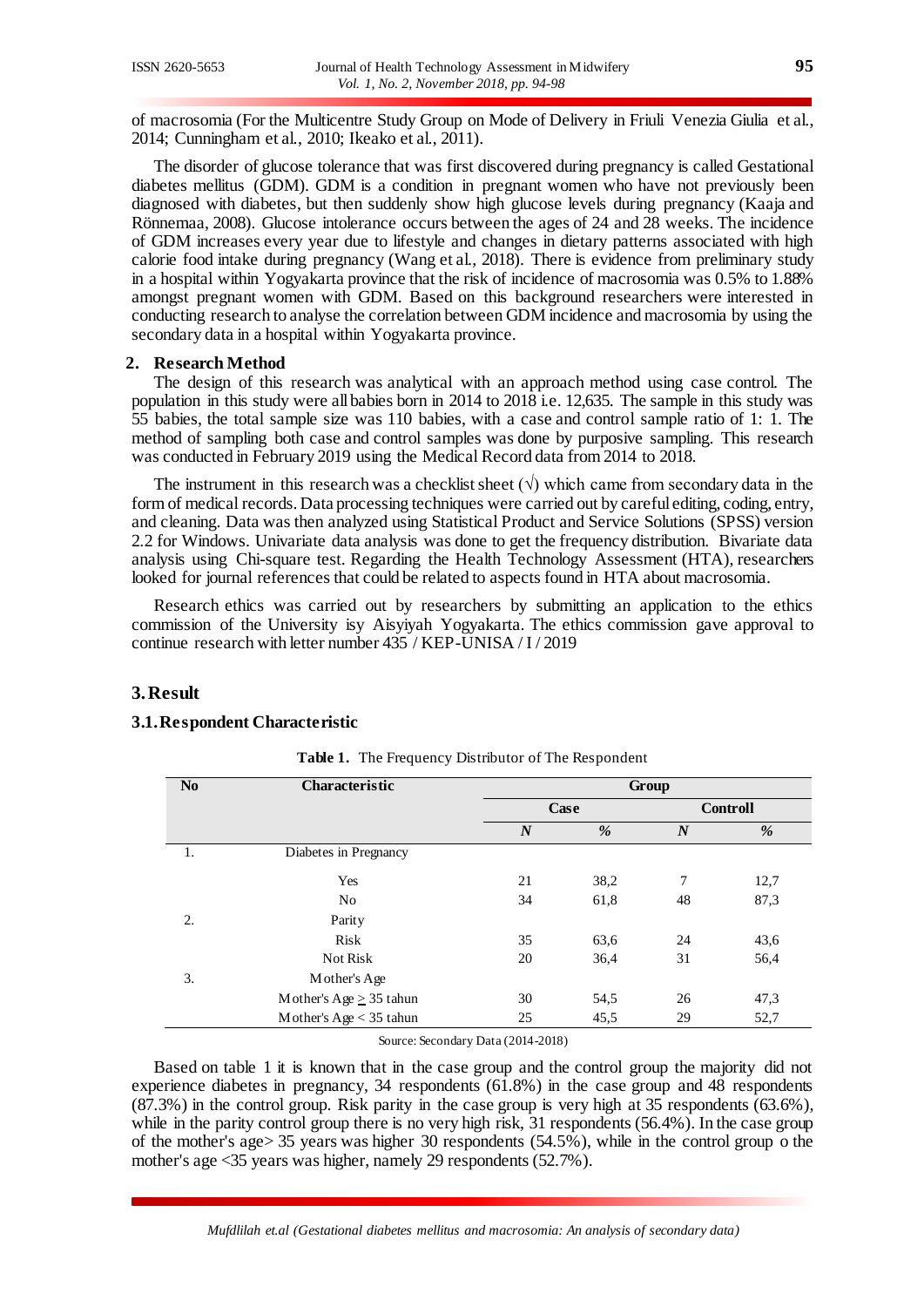of macrosomia (For the Multicentre Study Group on Mode of Delivery in Friuli Venezia Giulia et al., 2014; Cunningham et al., 2010; Ikeako et al., 2011).

The disorder of glucose tolerance that was first discovered during pregnancy is called Gestational diabetes mellitus (GDM). GDM is a condition in pregnant women who have not previously been diagnosed with diabetes, but then suddenly show high glucose levels during pregnancy (Kaaja and Rönnemaa, 2008). Glucose intolerance occurs between the ages of 24 and 28 weeks. The incidence of GDM increases every year due to lifestyle and changes in dietary patterns associated with high calorie food intake during pregnancy (Wang et al., 2018). There is evidence from preliminary study in a hospital within Yogyakarta province that the risk of incidence of macrosomia was 0.5% to 1.88% amongst pregnant women with GDM. Based on this background researchers were interested in conducting research to analyse the correlation between GDM incidence and macrosomia by using the secondary data in a hospital within Yogyakarta province.

## 2. Research Method

The design of this research was analytical with an approach method using case control. The population in this study were all babies born in 2014 to 2018 i.e. 12,635. The sample in this study was 55 babies, the total sample size was 110 babies, with a case and control sample ratio of 1: 1. The method of sampling both case and control samples was done by purposive sampling. This research was conducted in February 2019 using the Medical Record data from 2014 to 2018.

The instrument in this research was a checklist sheet (√) which came from secondary data in the form of medical records. Data processing techniques were carried out by careful editing, coding, entry, and cleaning. Data was then analyzed using Statistical Product and Service Solutions (SPSS) version 2.2 for Windows. Univariate data analysis was done to get the frequency distribution. Bivariate data analysis using Chi-square test. Regarding the Health Technology Assessment (HTA), researchers looked for journal references that could be related to aspects found in HTA about macrosomia.

Research ethics was carried out by researchers by submitting an application to the ethics commission of the University isy Aisyiyah Yogyakarta. The ethics commission gave approval to continue research with letter number 435 / KEP-UNISA / I / 2019

## 3. Result

### 3.1. Respondent Characteristic

**Table 1.** The Frequency Distributor of The Respondent

| No | Characteristic | Group | | | |
|---|---|---|---|---|---|
| | | Case | | Controll | |
| | | *N* | *%* | *N* | *%* |
| 1. | Diabetes in Pregnancy | | | | |
| | Yes | 21 | 38,2 | 7 | 12,7 |
| | No | 34 | 61,8 | 48 | 87,3 |
| 2. | Parity | | | | |
| | Risk | 35 | 63,6 | 24 | 43,6 |
| | Not Risk | 20 | 36,4 | 31 | 56,4 |
| 3. | Mother's Age | | | | |
| | Mother's Age ≥ 35 tahun | 30 | 54,5 | 26 | 47,3 |
| | Mother's Age < 35 tahun | 25 | 45,5 | 29 | 52,7 |

Source: Secondary Data (2014-2018)

Based on table 1 it is known that in the case group and the control group the majority did not experience diabetes in pregnancy, 34 respondents (61.8%) in the case group and 48 respondents (87.3%) in the control group. Risk parity in the case group is very high at 35 respondents (63.6%), while in the parity control group there is no very high risk, 31 respondents (56.4%). In the case group of the mother's age> 35 years was higher 30 respondents (54.5%), while in the control group o the mother's age <35 years was higher, namely 29 respondents (52.7%).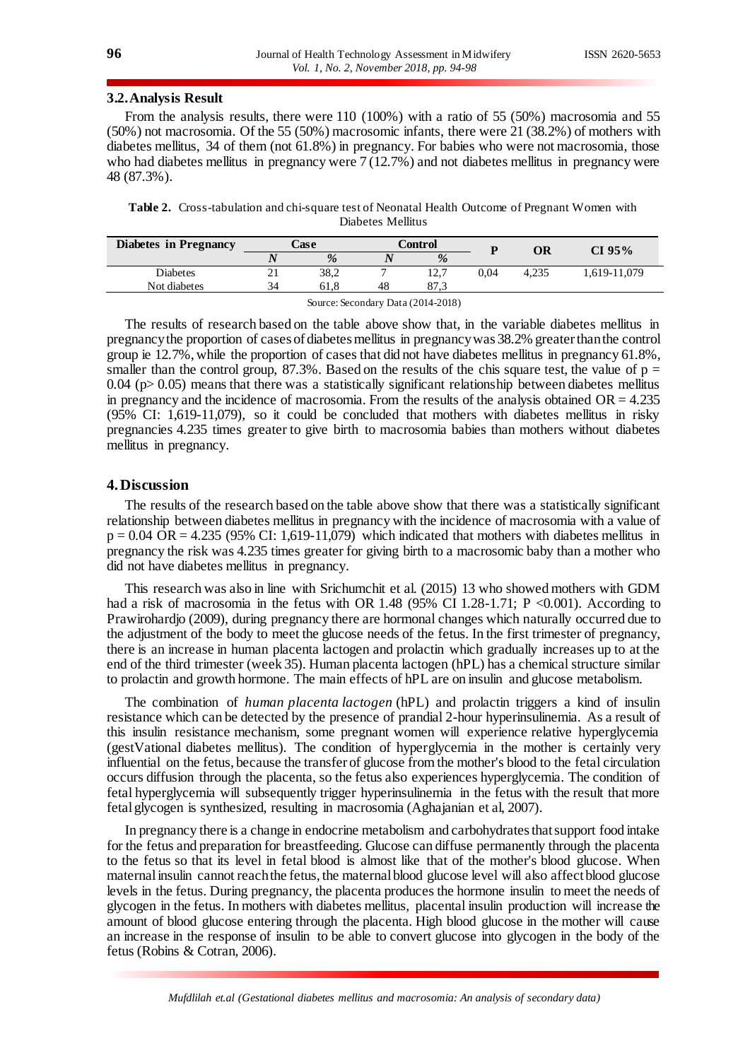### 3.2. Analysis Result

From the analysis results, there were 110 (100%) with a ratio of 55 (50%) macrosomia and 55 (50%) not macrosomia. Of the 55 (50%) macrosomic infants, there were 21 (38.2%) of mothers with diabetes mellitus, 34 of them (not 61.8%) in pregnancy. For babies who were not macrosomia, those who had diabetes mellitus in pregnancy were 7 (12.7%) and not diabetes mellitus in pregnancy were 48 (87.3%).

**Table 2.** Cross-tabulation and chi-square test of Neonatal Health Outcome of Pregnant Women with Diabetes Mellitus

| Diabetes in Pregnancy | Case | | Control | | P | OR | CI 95% |
|---|---|---|---|---|---|---|---|
| | *N* | *%* | *N* | *%* | | | |
| Diabetes | 21 | 38,2 | 7 | 12,7 | 0,04 | 4,235 | 1,619-11,079 |
| Not diabetes | 34 | 61,8 | 48 | 87,3 | | | |

Source: Secondary Data (2014-2018)

The results of research based on the table above show that, in the variable diabetes mellitus in pregnancy the proportion of cases of diabetes mellitus in pregnancy was 38.2% greater than the control group ie 12.7%, while the proportion of cases that did not have diabetes mellitus in pregnancy 61.8%, smaller than the control group, 87.3%. Based on the results of the chis square test, the value of $p = 0.04$ ($p > 0.05$) means that there was a statistically significant relationship between diabetes mellitus in pregnancy and the incidence of macrosomia. From the results of the analysis obtained OR = 4.235 (95% CI: 1,619-11,079), so it could be concluded that mothers with diabetes mellitus in risky pregnancies 4.235 times greater to give birth to macrosomia babies than mothers without diabetes mellitus in pregnancy.

## 4. Discussion

The results of the research based on the table above show that there was a statistically significant relationship between diabetes mellitus in pregnancy with the incidence of macrosomia with a value of $p = 0.04$ OR = 4.235 (95% CI: 1,619-11,079) which indicated that mothers with diabetes mellitus in pregnancy the risk was 4.235 times greater for giving birth to a macrosomic baby than a mother who did not have diabetes mellitus in pregnancy.

This research was also in line with Srichumchit et al. (2015) 13 who showed mothers with GDM had a risk of macrosomia in the fetus with OR 1.48 (95% CI 1.28-1.71; $P < 0.001$). According to Prawirohardjo (2009), during pregnancy there are hormonal changes which naturally occurred due to the adjustment of the body to meet the glucose needs of the fetus. In the first trimester of pregnancy, there is an increase in human placenta lactogen and prolactin which gradually increases up to at the end of the third trimester (week 35). Human placenta lactogen (hPL) has a chemical structure similar to prolactin and growth hormone. The main effects of hPL are on insulin and glucose metabolism.

The combination of *human placenta lactogen* (hPL) and prolactin triggers a kind of insulin resistance which can be detected by the presence of prandial 2-hour hyperinsulinemia. As a result of this insulin resistance mechanism, some pregnant women will experience relative hyperglycemia (gestVational diabetes mellitus). The condition of hyperglycemia in the mother is certainly very influential on the fetus, because the transfer of glucose from the mother's blood to the fetal circulation occurs diffusion through the placenta, so the fetus also experiences hyperglycemia. The condition of fetal hyperglycemia will subsequently trigger hyperinsulinemia in the fetus with the result that more fetal glycogen is synthesized, resulting in macrosomia (Aghajanian et al, 2007).

In pregnancy there is a change in endocrine metabolism and carbohydrates that support food intake for the fetus and preparation for breastfeeding. Glucose can diffuse permanently through the placenta to the fetus so that its level in fetal blood is almost like that of the mother's blood glucose. When maternal insulin cannot reach the fetus, the maternal blood glucose level will also affect blood glucose levels in the fetus. During pregnancy, the placenta produces the hormone insulin to meet the needs of glycogen in the fetus. In mothers with diabetes mellitus, placental insulin production will increase the amount of blood glucose entering through the placenta. High blood glucose in the mother will cause an increase in the response of insulin to be able to convert glucose into glycogen in the body of the fetus (Robins & Cotran, 2006).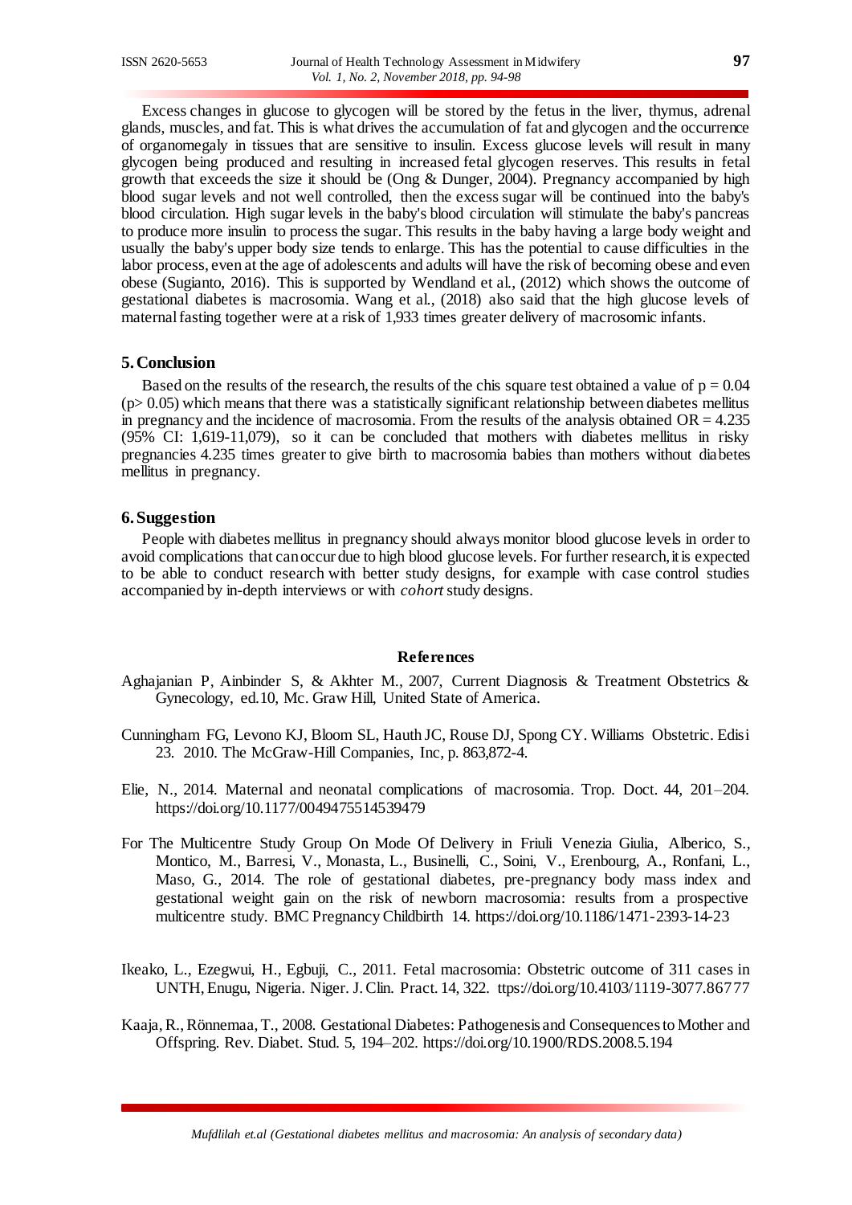Excess changes in glucose to glycogen will be stored by the fetus in the liver, thymus, adrenal glands, muscles, and fat. This is what drives the accumulation of fat and glycogen and the occurrence of organomegaly in tissues that are sensitive to insulin. Excess glucose levels will result in many glycogen being produced and resulting in increased fetal glycogen reserves. This results in fetal growth that exceeds the size it should be (Ong & Dunger, 2004). Pregnancy accompanied by high blood sugar levels and not well controlled, then the excess sugar will be continued into the baby's blood circulation. High sugar levels in the baby's blood circulation will stimulate the baby's pancreas to produce more insulin to process the sugar. This results in the baby having a large body weight and usually the baby's upper body size tends to enlarge. This has the potential to cause difficulties in the labor process, even at the age of adolescents and adults will have the risk of becoming obese and even obese (Sugianto, 2016). This is supported by Wendland et al., (2012) which shows the outcome of gestational diabetes is macrosomia. Wang et al., (2018) also said that the high glucose levels of maternal fasting together were at a risk of 1,933 times greater delivery of macrosomic infants.

## 5. Conclusion

Based on the results of the research, the results of the chis square test obtained a value of $p = 0.04$ ($p > 0.05$) which means that there was a statistically significant relationship between diabetes mellitus in pregnancy and the incidence of macrosomia. From the results of the analysis obtained OR = 4.235 (95% CI: 1,619-11,079), so it can be concluded that mothers with diabetes mellitus in risky pregnancies 4.235 times greater to give birth to macrosomia babies than mothers without diabetes mellitus in pregnancy.

## 6. Suggestion

People with diabetes mellitus in pregnancy should always monitor blood glucose levels in order to avoid complications that can occur due to high blood glucose levels. For further research, it is expected to be able to conduct research with better study designs, for example with case control studies accompanied by in-depth interviews or with *cohort* study designs.

### References

Aghajanian P, Ainbinder S, & Akhter M., 2007, Current Diagnosis & Treatment Obstetrics & Gynecology, ed.10, Mc. Graw Hill, United State of America.

Cunningham FG, Levono KJ, Bloom SL, Hauth JC, Rouse DJ, Spong CY. Williams Obstetric. Edisi 23. 2010. The McGraw-Hill Companies, Inc, p. 863,872-4.

Elie, N., 2014. Maternal and neonatal complications of macrosomia. Trop. Doct. 44, 201–204. https://doi.org/10.1177/0049475514539479

For The Multicentre Study Group On Mode Of Delivery in Friuli Venezia Giulia, Alberico, S., Montico, M., Barresi, V., Monasta, L., Businelli, C., Soini, V., Erenbourg, A., Ronfani, L., Maso, G., 2014. The role of gestational diabetes, pre-pregnancy body mass index and gestational weight gain on the risk of newborn macrosomia: results from a prospective multicentre study. BMC Pregnancy Childbirth 14. https://doi.org/10.1186/1471-2393-14-23

Ikeako, L., Ezegwui, H., Egbuji, C., 2011. Fetal macrosomia: Obstetric outcome of 311 cases in UNTH, Enugu, Nigeria. Niger. J. Clin. Pract. 14, 322. ttps://doi.org/10.4103/1119-3077.86777

Kaaja, R., Rönnemaa, T., 2008. Gestational Diabetes: Pathogenesis and Consequences to Mother and Offspring. Rev. Diabet. Stud. 5, 194–202. https://doi.org/10.1900/RDS.2008.5.194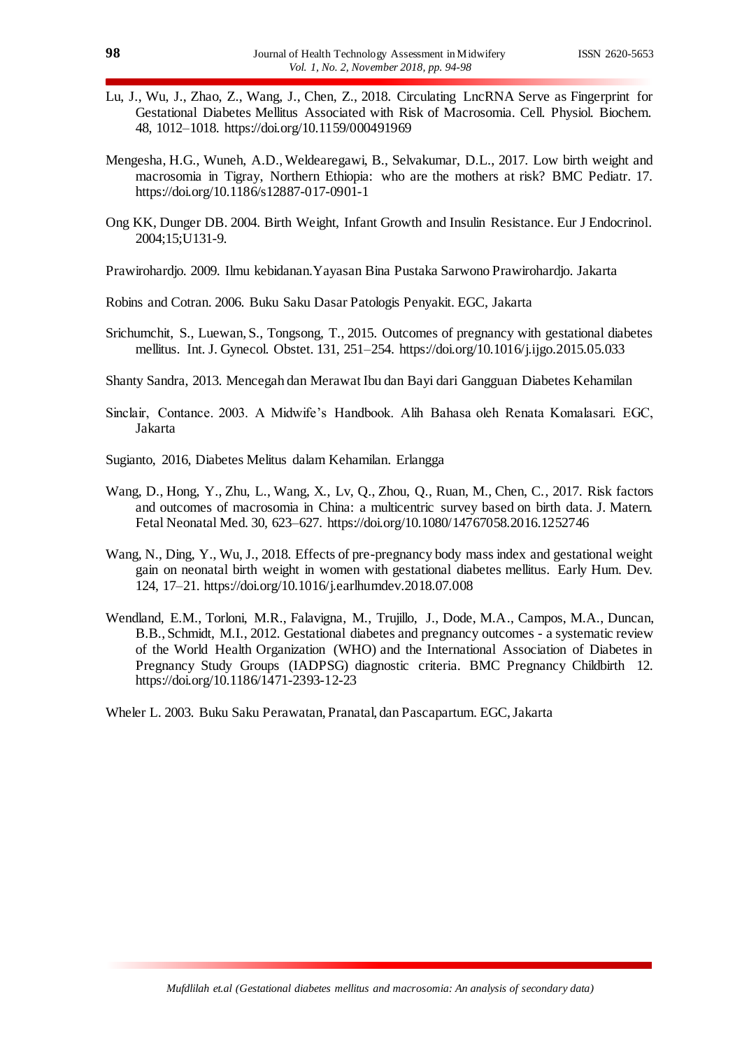Lu, J., Wu, J., Zhao, Z., Wang, J., Chen, Z., 2018. Circulating LncRNA Serve as Fingerprint for Gestational Diabetes Mellitus Associated with Risk of Macrosomia. Cell. Physiol. Biochem. 48, 1012–1018. https://doi.org/10.1159/000491969

Mengesha, H.G., Wuneh, A.D., Weldearegawi, B., Selvakumar, D.L., 2017. Low birth weight and macrosomia in Tigray, Northern Ethiopia: who are the mothers at risk? BMC Pediatr. 17. https://doi.org/10.1186/s12887-017-0901-1

Ong KK, Dunger DB. 2004. Birth Weight, Infant Growth and Insulin Resistance. Eur J Endocrinol. 2004;15;U131-9.

Prawirohardjo. 2009. Ilmu kebidanan.Yayasan Bina Pustaka Sarwono Prawirohardjo. Jakarta

Robins and Cotran. 2006. Buku Saku Dasar Patologis Penyakit. EGC, Jakarta

Srichumchit, S., Luewan, S., Tongsong, T., 2015. Outcomes of pregnancy with gestational diabetes mellitus. Int. J. Gynecol. Obstet. 131, 251–254. https://doi.org/10.1016/j.ijgo.2015.05.033

Shanty Sandra, 2013. Mencegah dan Merawat Ibu dan Bayi dari Gangguan Diabetes Kehamilan

Sinclair, Contance. 2003. A Midwife's Handbook. Alih Bahasa oleh Renata Komalasari. EGC, Jakarta

Sugianto, 2016, Diabetes Melitus dalam Kehamilan. Erlangga

Wang, D., Hong, Y., Zhu, L., Wang, X., Lv, Q., Zhou, Q., Ruan, M., Chen, C., 2017. Risk factors and outcomes of macrosomia in China: a multicentric survey based on birth data. J. Matern. Fetal Neonatal Med. 30, 623–627. https://doi.org/10.1080/14767058.2016.1252746

Wang, N., Ding, Y., Wu, J., 2018. Effects of pre-pregnancy body mass index and gestational weight gain on neonatal birth weight in women with gestational diabetes mellitus. Early Hum. Dev. 124, 17–21. https://doi.org/10.1016/j.earlhumdev.2018.07.008

Wendland, E.M., Torloni, M.R., Falavigna, M., Trujillo, J., Dode, M.A., Campos, M.A., Duncan, B.B., Schmidt, M.I., 2012. Gestational diabetes and pregnancy outcomes - a systematic review of the World Health Organization (WHO) and the International Association of Diabetes in Pregnancy Study Groups (IADPSG) diagnostic criteria. BMC Pregnancy Childbirth 12. https://doi.org/10.1186/1471-2393-12-23

Wheler L. 2003. Buku Saku Perawatan, Pranatal, dan Pascapartum. EGC, Jakarta